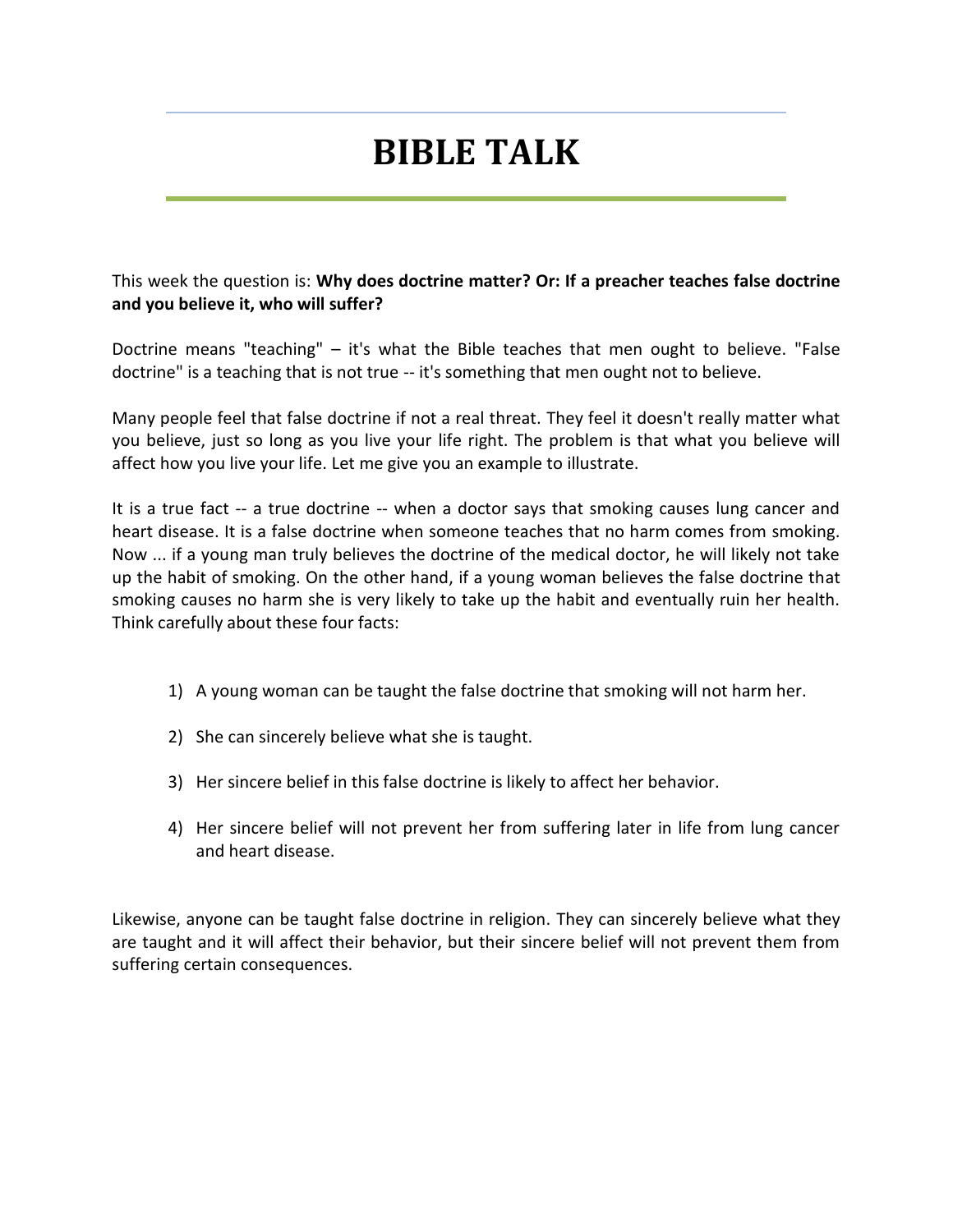# BIBLE TALK

This week the question is: **Why does doctrine matter? Or: If a preacher teaches false doctrine and you believe it, who will suffer?**

Doctrine means "teaching" – it's what the Bible teaches that men ought to believe. "False doctrine" is a teaching that is not true -- it's something that men ought not to believe.

Many people feel that false doctrine if not a real threat. They feel it doesn't really matter what you believe, just so long as you live your life right. The problem is that what you believe will affect how you live your life. Let me give you an example to illustrate.

It is a true fact -- a true doctrine -- when a doctor says that smoking causes lung cancer and heart disease. It is a false doctrine when someone teaches that no harm comes from smoking. Now ... if a young man truly believes the doctrine of the medical doctor, he will likely not take up the habit of smoking. On the other hand, if a young woman believes the false doctrine that smoking causes no harm she is very likely to take up the habit and eventually ruin her health. Think carefully about these four facts:

1) A young woman can be taught the false doctrine that smoking will not harm her.
2) She can sincerely believe what she is taught.
3) Her sincere belief in this false doctrine is likely to affect her behavior.
4) Her sincere belief will not prevent her from suffering later in life from lung cancer and heart disease.

Likewise, anyone can be taught false doctrine in religion. They can sincerely believe what they are taught and it will affect their behavior, but their sincere belief will not prevent them from suffering certain consequences.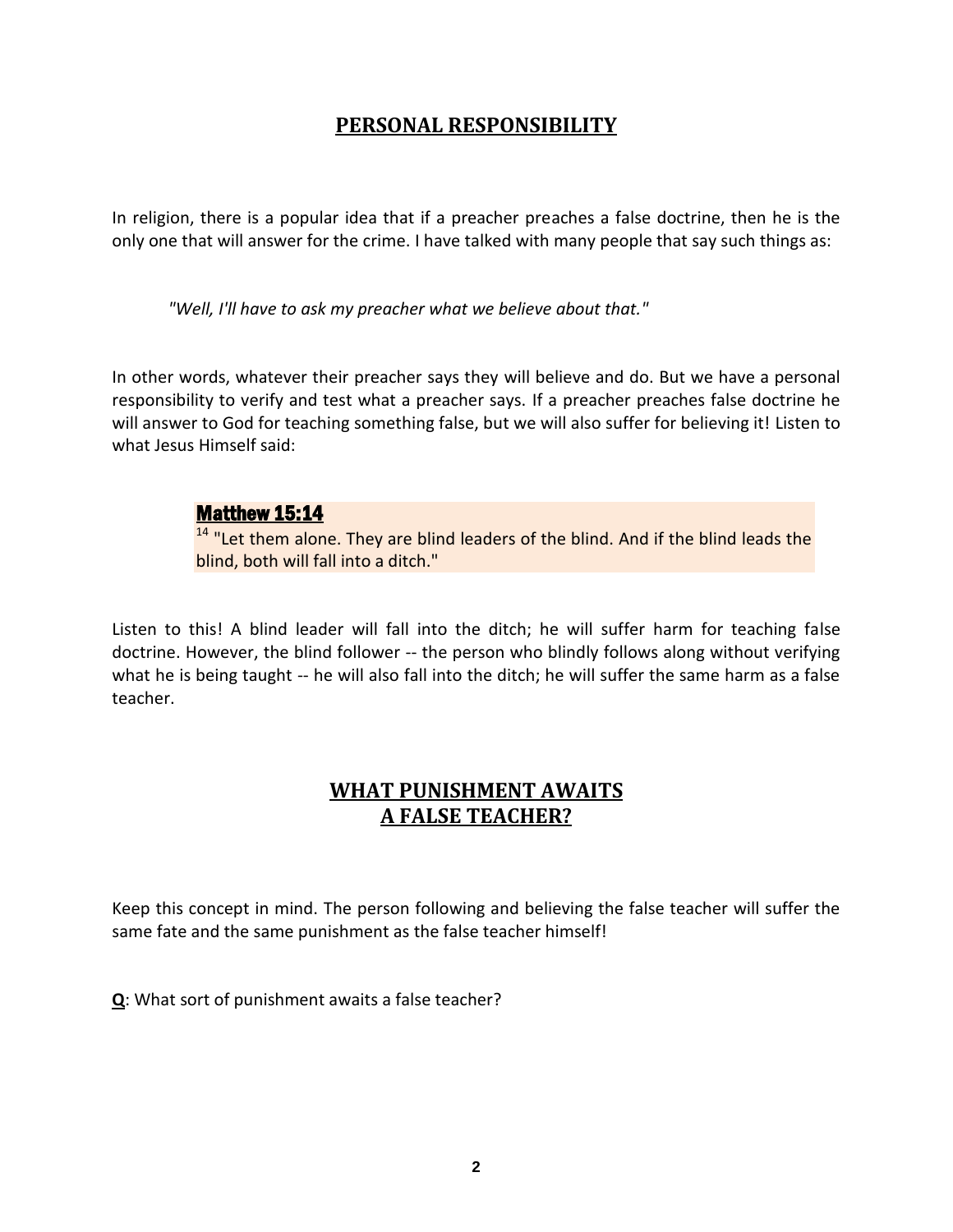## PERSONAL RESPONSIBILITY

In religion, there is a popular idea that if a preacher preaches a false doctrine, then he is the only one that will answer for the crime. I have talked with many people that say such things as:

> *"Well, I'll have to ask my preacher what we believe about that."*

In other words, whatever their preacher says they will believe and do. But we have a personal responsibility to verify and test what a preacher says. If a preacher preaches false doctrine he will answer to God for teaching something false, but we will also suffer for believing it! Listen to what Jesus Himself said:

> **Matthew 15:14**
> 14 "Let them alone. They are blind leaders of the blind. And if the blind leads the blind, both will fall into a ditch."

Listen to this! A blind leader will fall into the ditch; he will suffer harm for teaching false doctrine. However, the blind follower -- the person who blindly follows along without verifying what he is being taught -- he will also fall into the ditch; he will suffer the same harm as a false teacher.

## WHAT PUNISHMENT AWAITS A FALSE TEACHER?

Keep this concept in mind. The person following and believing the false teacher will suffer the same fate and the same punishment as the false teacher himself!

**Q**: What sort of punishment awaits a false teacher?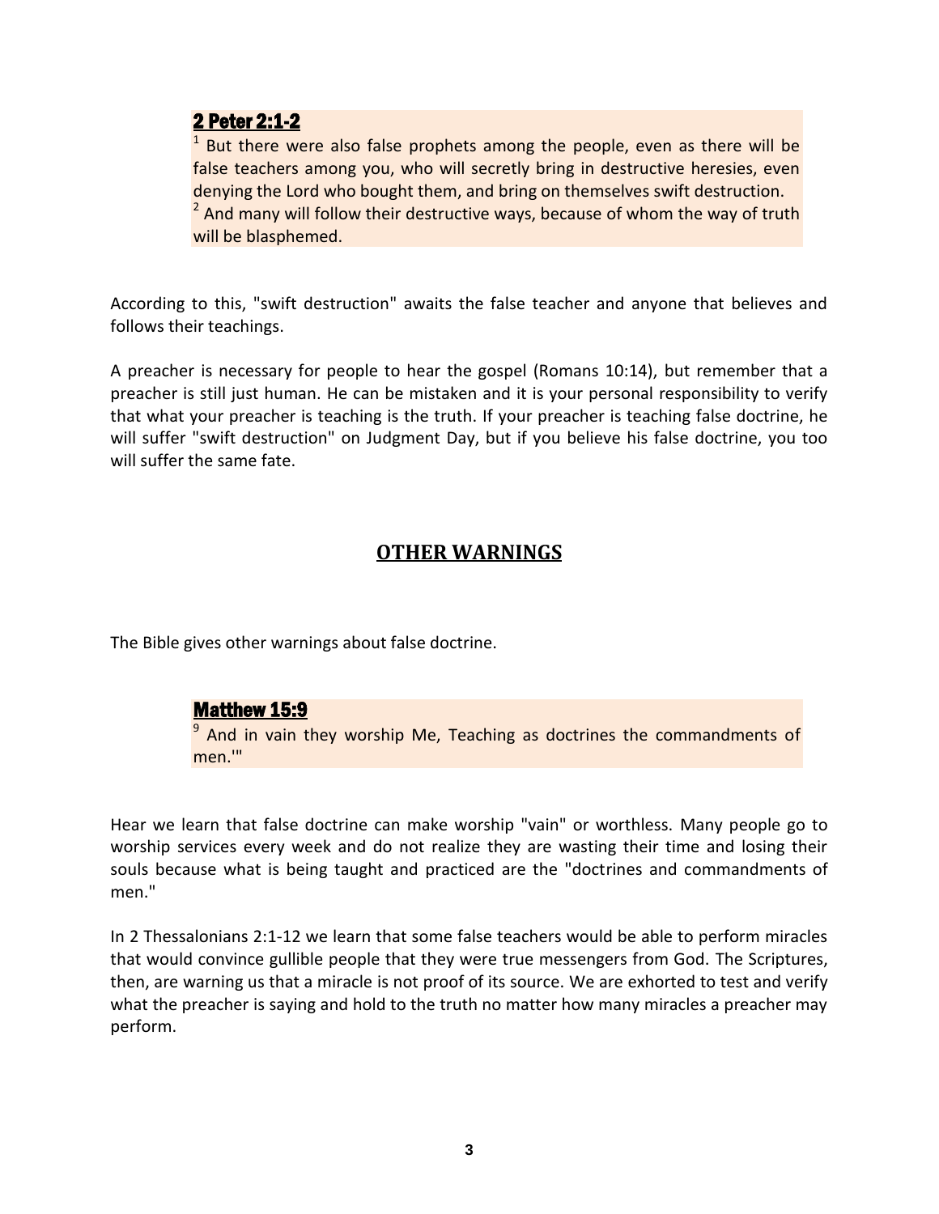**2 Peter 2:1-2**

[1] But there were also false prophets among the people, even as there will be false teachers among you, who will secretly bring in destructive heresies, even denying the Lord who bought them, and bring on themselves swift destruction.
[2] And many will follow their destructive ways, because of whom the way of truth will be blasphemed.

According to this, "swift destruction" awaits the false teacher and anyone that believes and follows their teachings.

A preacher is necessary for people to hear the gospel (Romans 10:14), but remember that a preacher is still just human. He can be mistaken and it is your personal responsibility to verify that what your preacher is teaching is the truth. If your preacher is teaching false doctrine, he will suffer "swift destruction" on Judgment Day, but if you believe his false doctrine, you too will suffer the same fate.

## OTHER WARNINGS

The Bible gives other warnings about false doctrine.

**Matthew 15:9**

[9] And in vain they worship Me, Teaching as doctrines the commandments of men.'"

Hear we learn that false doctrine can make worship "vain" or worthless. Many people go to worship services every week and do not realize they are wasting their time and losing their souls because what is being taught and practiced are the "doctrines and commandments of men."

In 2 Thessalonians 2:1-12 we learn that some false teachers would be able to perform miracles that would convince gullible people that they were true messengers from God. The Scriptures, then, are warning us that a miracle is not proof of its source. We are exhorted to test and verify what the preacher is saying and hold to the truth no matter how many miracles a preacher may perform.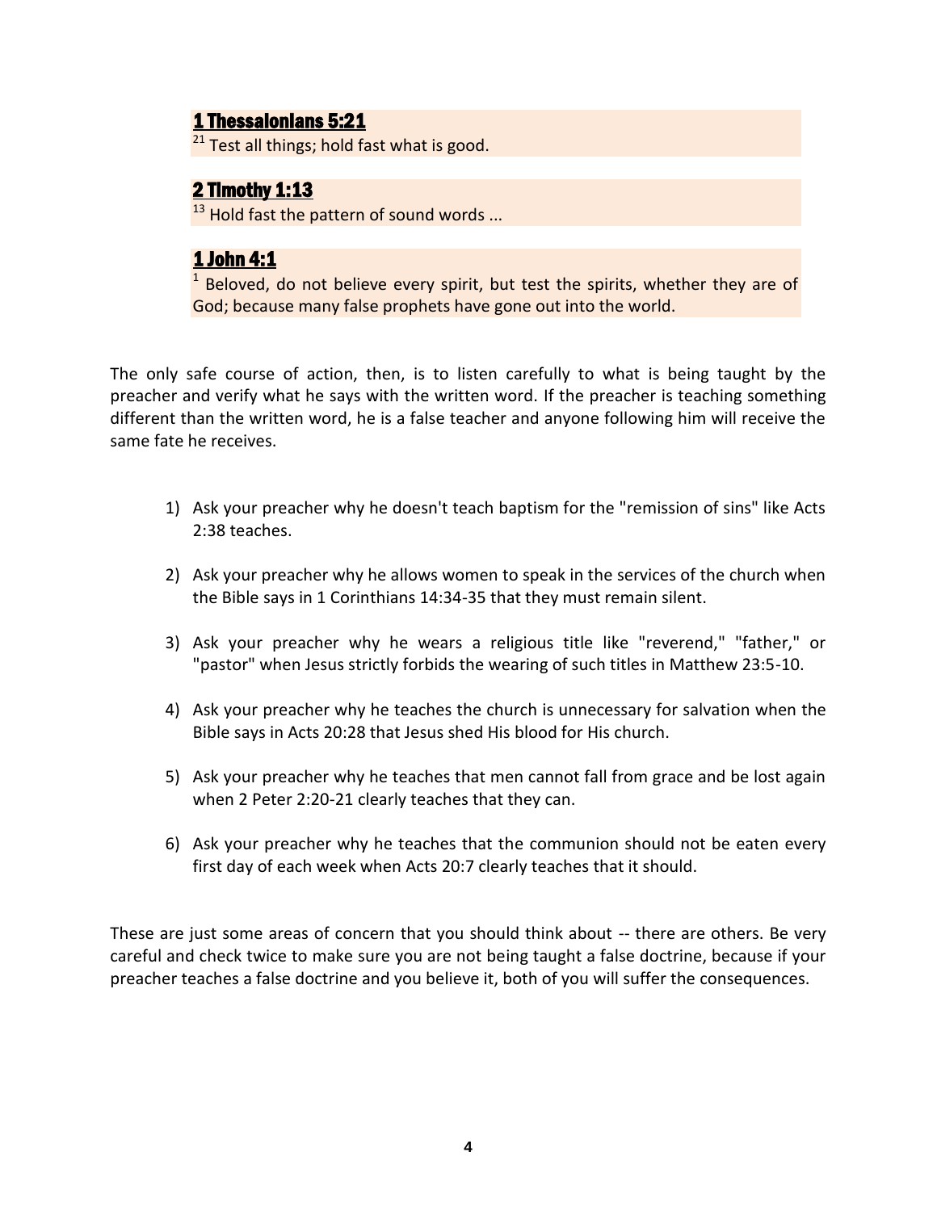**1 Thessalonians 5:21**
[21] Test all things; hold fast what is good.

**2 Timothy 1:13**
[13] Hold fast the pattern of sound words ...

**1 John 4:1**
[1] Beloved, do not believe every spirit, but test the spirits, whether they are of God; because many false prophets have gone out into the world.

The only safe course of action, then, is to listen carefully to what is being taught by the preacher and verify what he says with the written word. If the preacher is teaching something different than the written word, he is a false teacher and anyone following him will receive the same fate he receives.

1) Ask your preacher why he doesn't teach baptism for the "remission of sins" like Acts 2:38 teaches.

2) Ask your preacher why he allows women to speak in the services of the church when the Bible says in 1 Corinthians 14:34-35 that they must remain silent.

3) Ask your preacher why he wears a religious title like "reverend," "father," or "pastor" when Jesus strictly forbids the wearing of such titles in Matthew 23:5-10.

4) Ask your preacher why he teaches the church is unnecessary for salvation when the Bible says in Acts 20:28 that Jesus shed His blood for His church.

5) Ask your preacher why he teaches that men cannot fall from grace and be lost again when 2 Peter 2:20-21 clearly teaches that they can.

6) Ask your preacher why he teaches that the communion should not be eaten every first day of each week when Acts 20:7 clearly teaches that it should.

These are just some areas of concern that you should think about -- there are others. Be very careful and check twice to make sure you are not being taught a false doctrine, because if your preacher teaches a false doctrine and you believe it, both of you will suffer the consequences.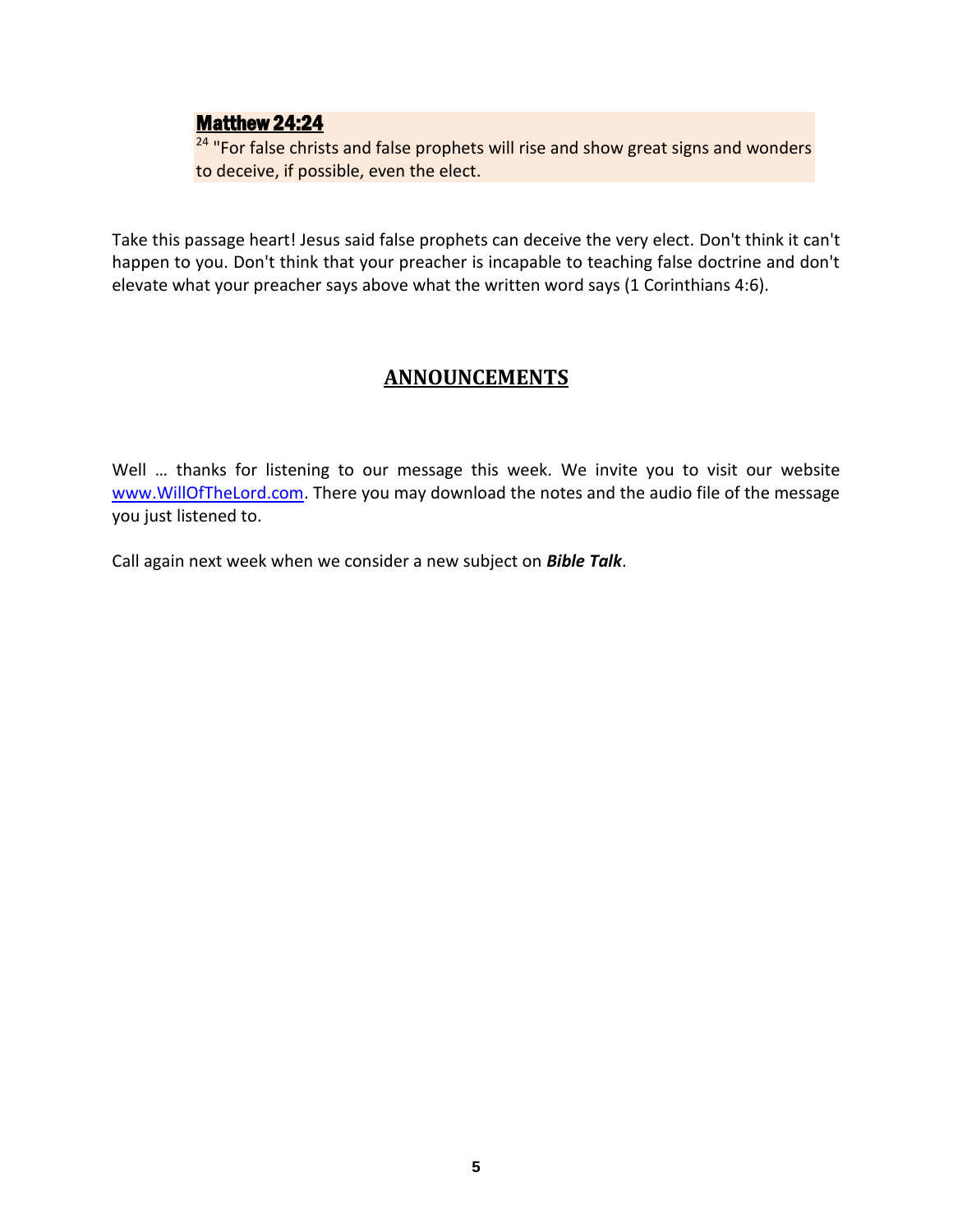**Matthew 24:24**

[24] "For false christs and false prophets will rise and show great signs and wonders to deceive, if possible, even the elect.

Take this passage heart! Jesus said false prophets can deceive the very elect. Don't think it can't happen to you. Don't think that your preacher is incapable to teaching false doctrine and don't elevate what your preacher says above what the written word says (1 Corinthians 4:6).

## ANNOUNCEMENTS

Well … thanks for listening to our message this week. We invite you to visit our website www.WillOfTheLord.com. There you may download the notes and the audio file of the message you just listened to.

Call again next week when we consider a new subject on ***Bible Talk***.